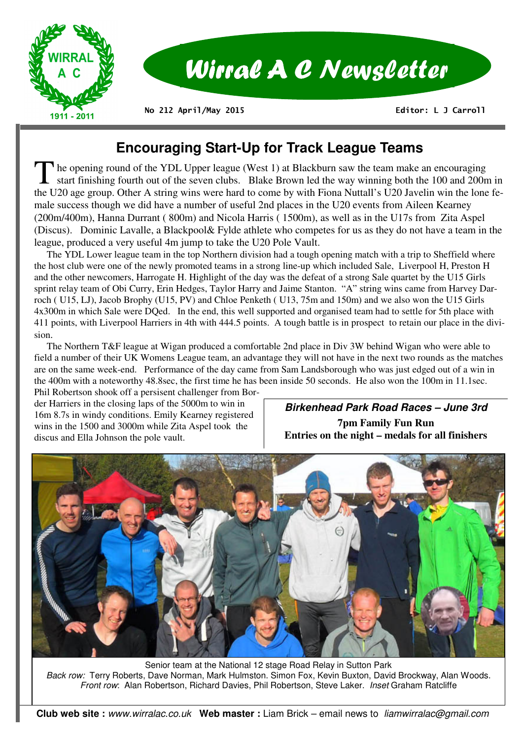# Wirral A C Newsletter

No 212 April/May 2015 | Editor: L J Carroll

## Encouraging Start-Up for Track League Teams

The opening round of the YDL Upper league (West 1) at Blackburn saw the team make an encouraging start finishing fourth out of the seven clubs. Blake Brown led the way winning both the 100 and 200m in the U20 age group. Other A string wins were hard to come by with Fiona Nuttall's U20 Javelin win the lone female success though we did have a number of useful 2nd places in the U20 events from Aileen Kearney (200m/400m), Hanna Durrant ( 800m) and Nicola Harris ( 1500m), as well as in the U17s from Zita Aspel (Discus). Dominic Lavalle, a Blackpool& Fylde athlete who competes for us as they do not have a team in the league, produced a very useful 4m jump to take the U20 Pole Vault.

The YDL Lower league team in the top Northern division had a tough opening match with a trip to Sheffield where the host club were one of the newly promoted teams in a strong line-up which included Sale, Liverpool H, Preston H and the other newcomers, Harrogate H. Highlight of the day was the defeat of a strong Sale quartet by the U15 Girls sprint relay team of Obi Curry, Erin Hedges, Taylor Harry and Jaime Stanton. "A" string wins came from Harvey Darroch ( U15, LJ), Jacob Brophy (U15, PV) and Chloe Penketh ( U13, 75m and 150m) and we also won the U15 Girls 4x300m in which Sale were DQed. In the end, this well supported and organised team had to settle for 5th place with 411 points, with Liverpool Harriers in 4th with 444.5 points. A tough battle is in prospect to retain our place in the division.

The Northern T&F league at Wigan produced a comfortable 2nd place in Div 3W behind Wigan who were able to field a number of their UK Womens League team, an advantage they will not have in the next two rounds as the matches are on the same week-end. Performance of the day came from Sam Landsborough who was just edged out of a win in the 400m with a noteworthy 48.8sec, the first time he has been inside 50 seconds. He also won the 100m in 11.1sec. Phil Robertson shook off a persistent challenger from Border Harriers in the closing laps of the 5000m to win in 16m 8.7s in windy conditions. Emily Kearney registered wins in the 1500 and 3000m while Zita Aspel took the discus and Ella Johnson the pole vault.

***Birkenhead Park Road Races – June 3rd***

**7pm Family Fun Run**

**Entries on the night – medals for all finishers**

Senior team at the National 12 stage Road Relay in Sutton Park

*Back row:* Terry Roberts, Dave Norman, Mark Hulmston. Simon Fox, Kevin Buxton, David Brockway, Alan Woods. *Front row*: Alan Robertson, Richard Davies, Phil Robertson, Steve Laker. *Inset* Graham Ratcliffe

**Club web site :** *www.wirralac.co.uk* **Web master :** Liam Brick – email news to *liamwirralac@gmail.com*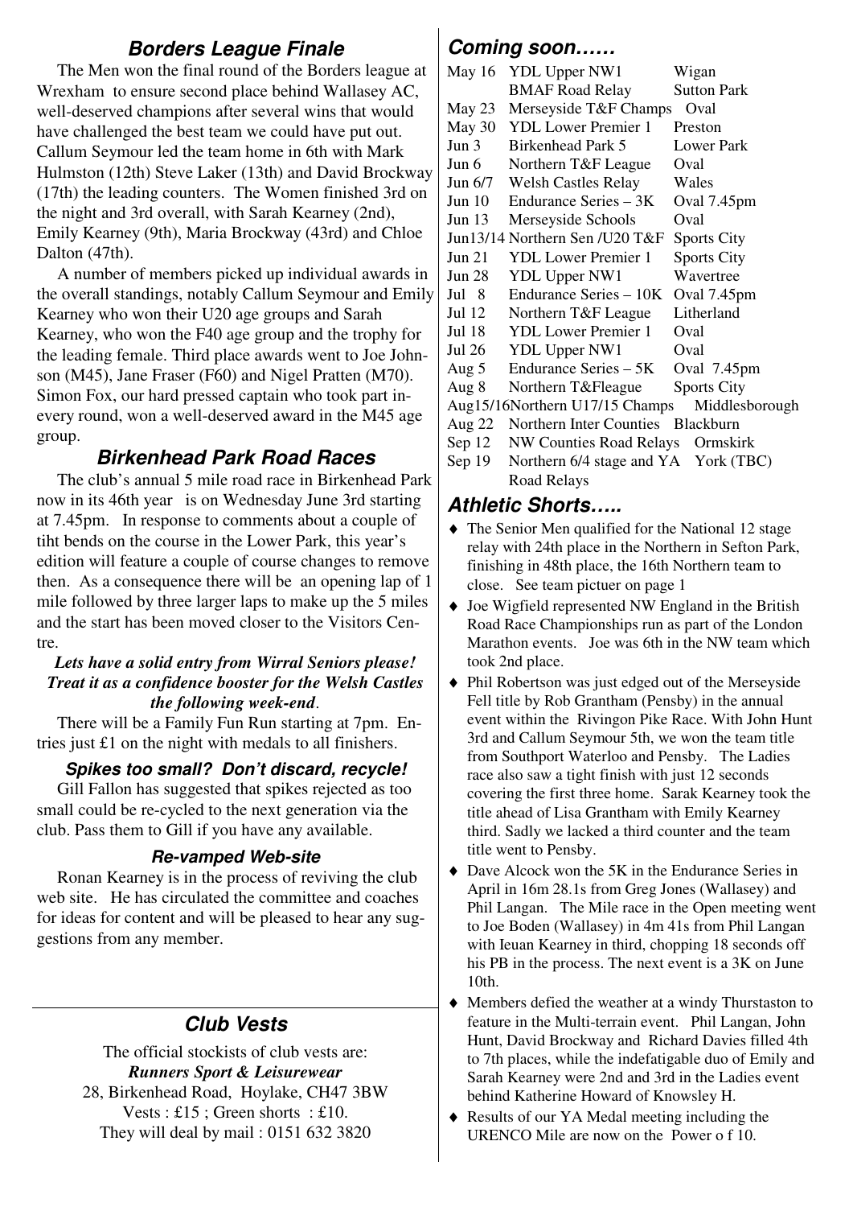## Borders League Finale

The Men won the final round of the Borders league at Wrexham to ensure second place behind Wallasey AC, well-deserved champions after several wins that would have challenged the best team we could have put out. Callum Seymour led the team home in 6th with Mark Hulmston (12th) Steve Laker (13th) and David Brockway (17th) the leading counters. The Women finished 3rd on the night and 3rd overall, with Sarah Kearney (2nd), Emily Kearney (9th), Maria Brockway (43rd) and Chloe Dalton (47th).

A number of members picked up individual awards in the overall standings, notably Callum Seymour and Emily Kearney who won their U20 age groups and Sarah Kearney, who won the F40 age group and the trophy for the leading female. Third place awards went to Joe Johnson (M45), Jane Fraser (F60) and Nigel Pratten (M70). Simon Fox, our hard pressed captain who took part inevery round, won a well-deserved award in the M45 age group.

## Birkenhead Park Road Races

The club's annual 5 mile road race in Birkenhead Park now in its 46th year is on Wednesday June 3rd starting at 7.45pm. In response to comments about a couple of tiht bends on the course in the Lower Park, this year's edition will feature a couple of course changes to remove then. As a consequence there will be an opening lap of 1 mile followed by three larger laps to make up the 5 miles and the start has been moved closer to the Visitors Centre.

***Lets have a solid entry from Wirral Seniors please! Treat it as a confidence booster for the Welsh Castles the following week-end*.**

There will be a Family Fun Run starting at 7pm. Entries just £1 on the night with medals to all finishers.

### Spikes too small? Don't discard, recycle!

Gill Fallon has suggested that spikes rejected as too small could be re-cycled to the next generation via the club. Pass them to Gill if you have any available.

### Re-vamped Web-site

Ronan Kearney is in the process of reviving the club web site. He has circulated the committee and coaches for ideas for content and will be pleased to hear any suggestions from any member.

## Club Vests

The official stockists of club vests are:
***Runners Sport & Leisurewear***
28, Birkenhead Road, Hoylake, CH47 3BW
Vests : £15 ; Green shorts : £10.
They will deal by mail : 0151 632 3820

## Coming soon……

| | | |
|---|---|---|
| May 16 | YDL Upper NW1 | Wigan |
| | BMAF Road Relay | Sutton Park |
| May 23 | Merseyside T&F Champs | Oval |
| May 30 | YDL Lower Premier 1 | Preston |
| Jun 3 | Birkenhead Park 5 | Lower Park |
| Jun 6 | Northern T&F League | Oval |
| Jun 6/7 | Welsh Castles Relay | Wales |
| Jun 10 | Endurance Series – 3K | Oval 7.45pm |
| Jun 13 | Merseyside Schools | Oval |
| Jun13/14 | Northern Sen /U20 T&F | Sports City |
| Jun 21 | YDL Lower Premier 1 | Sports City |
| Jun 28 | YDL Upper NW1 | Wavertree |
| Jul 8 | Endurance Series – 10K | Oval 7.45pm |
| Jul 12 | Northern T&F League | Litherland |
| Jul 18 | YDL Lower Premier 1 | Oval |
| Jul 26 | YDL Upper NW1 | Oval |
| Aug 5 | Endurance Series – 5K | Oval 7.45pm |
| Aug 8 | Northern T&Fleague | Sports City |
| Aug15/16 | Northern U17/15 Champs | Middlesborough |
| Aug 22 | Northern Inter Counties | Blackburn |
| Sep 12 | NW Counties Road Relays | Ormskirk |
| Sep 19 | Northern 6/4 stage and YA Road Relays | York (TBC) |

## Athletic Shorts…..

- The Senior Men qualified for the National 12 stage relay with 24th place in the Northern in Sefton Park, finishing in 48th place, the 16th Northern team to close. See team pictuer on page 1
- Joe Wigfield represented NW England in the British Road Race Championships run as part of the London Marathon events. Joe was 6th in the NW team which took 2nd place.
- Phil Robertson was just edged out of the Merseyside Fell title by Rob Grantham (Pensby) in the annual event within the Rivington Pike Race. With John Hunt 3rd and Callum Seymour 5th, we won the team title from Southport Waterloo and Pensby. The Ladies race also saw a tight finish with just 12 seconds covering the first three home. Sarak Kearney took the title ahead of Lisa Grantham with Emily Kearney third. Sadly we lacked a third counter and the team title went to Pensby.
- Dave Alcock won the 5K in the Endurance Series in April in 16m 28.1s from Greg Jones (Wallasey) and Phil Langan. The Mile race in the Open meeting went to Joe Boden (Wallasey) in 4m 41s from Phil Langan with Ieuan Kearney in third, chopping 18 seconds off his PB in the process. The next event is a 3K on June 10th.
- Members defied the weather at a windy Thurstaston to feature in the Multi-terrain event. Phil Langan, John Hunt, David Brockway and Richard Davies filled 4th to 7th places, while the indefatigable duo of Emily and Sarah Kearney were 2nd and 3rd in the Ladies event behind Katherine Howard of Knowsley H.
- Results of our YA Medal meeting including the URENCO Mile are now on the Power o f 10.